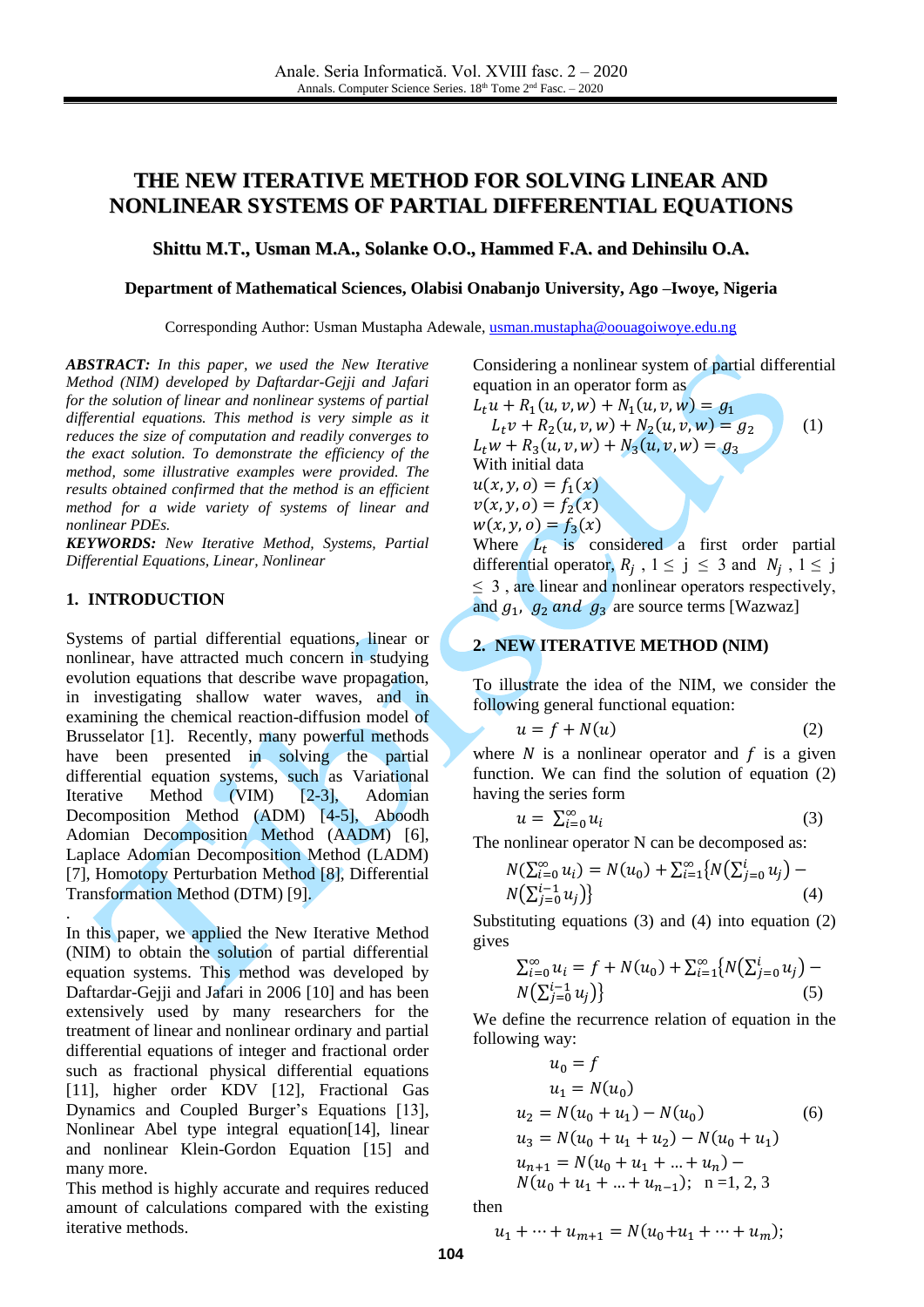# THE NEW ITERATIVE METHOD FOR SOLVING LINEAR AND NONLINEAR SYSTEMS OF PARTIAL DIFFERENTIAL EQUATIONS

**Shittu M.T., Usman M.A., Solanke O.O., Hammed F.A. and Dehinsilu O.A.**

**Department of Mathematical Sciences, Olabisi Onabanjo University, Ago –Iwoye, Nigeria**

Corresponding Author: Usman Mustapha Adewale, usman.mustapha@oouagoiwoye.edu.ng

***ABSTRACT:*** *In this paper, we used the New Iterative Method (NIM) developed by Daftardar-Gejji and Jafari for the solution of linear and nonlinear systems of partial differential equations. This method is very simple as it reduces the size of computation and readily converges to the exact solution. To demonstrate the efficiency of the method, some illustrative examples were provided. The results obtained confirmed that the method is an efficient method for a wide variety of systems of linear and nonlinear PDEs.*

***KEYWORDS:*** *New Iterative Method, Systems, Partial Differential Equations, Linear, Nonlinear*

## 1. INTRODUCTION

Systems of partial differential equations, linear or nonlinear, have attracted much concern in studying evolution equations that describe wave propagation, in investigating shallow water waves, and in examining the chemical reaction-diffusion model of Brusselator [1]. Recently, many powerful methods have been presented in solving the partial differential equation systems, such as Variational Iterative Method (VIM) [2-3], Adomian Decomposition Method (ADM) [4-5], Aboodh Adomian Decomposition Method (AADM) [6], Laplace Adomian Decomposition Method (LADM) [7], Homotopy Perturbation Method [8], Differential Transformation Method (DTM) [9].

In this paper, we applied the New Iterative Method (NIM) to obtain the solution of partial differential equation systems. This method was developed by Daftardar-Gejji and Jafari in 2006 [10] and has been extensively used by many researchers for the treatment of linear and nonlinear ordinary and partial differential equations of integer and fractional order such as fractional physical differential equations [11], higher order KDV [12], Fractional Gas Dynamics and Coupled Burger's Equations [13], Nonlinear Abel type integral equation[14], linear and nonlinear Klein-Gordon Equation [15] and many more.

This method is highly accurate and requires reduced amount of calculations compared with the existing iterative methods.

Considering a nonlinear system of partial differential equation in an operator form as

$$\begin{aligned} L_t u + R_1(u,v,w) + N_1(u,v,w) &= g_1 \\ L_t v + R_2(u,v,w) + N_2(u,v,w) &= g_2 \\ L_t w + R_3(u,v,w) + N_3(u,v,w) &= g_3 \end{aligned} \qquad (1)$$

With initial data

$$u(x,y,o) = f_1(x)$$
$$v(x,y,o) = f_2(x)$$
$$w(x,y,o) = f_3(x)$$

Where $L_t$ is considered a first order partial differential operator, $R_j$ , $1 \le j \le 3$ and $N_j$ , $1 \le j \le 3$ , are linear and nonlinear operators respectively, and $g_1$, $g_2$ and $g_3$ are source terms [Wazwaz]

## 2. NEW ITERATIVE METHOD (NIM)

To illustrate the idea of the NIM, we consider the following general functional equation:

$$u = f + N(u) \qquad (2)$$

where $N$ is a nonlinear operator and $f$ is a given function. We can find the solution of equation (2) having the series form

$$u = \sum_{i=0}^{\infty} u_i \qquad (3)$$

The nonlinear operator N can be decomposed as:

$$N\left(\sum_{i=0}^{\infty} u_i\right) = N(u_0) + \sum_{i=1}^{\infty}\left\{N\left(\sum_{j=0}^{i} u_j\right) - N\left(\sum_{j=0}^{i-1} u_j\right)\right\} \qquad (4)$$

Substituting equations (3) and (4) into equation (2) gives

$$\sum_{i=0}^{\infty} u_i = f + N(u_0) + \sum_{i=1}^{\infty}\left\{N\left(\sum_{j=0}^{i} u_j\right) - N\left(\sum_{j=0}^{i-1} u_j\right)\right\} \qquad (5)$$

We define the recurrence relation of equation in the following way:

$$\begin{aligned} u_0 &= f \\ u_1 &= N(u_0) \\ u_2 &= N(u_0 + u_1) - N(u_0) \\ u_3 &= N(u_0 + u_1 + u_2) - N(u_0 + u_1) \\ u_{n+1} &= N(u_0 + u_1 + \dots + u_n) - N(u_0 + u_1 + \dots + u_{n-1}); \quad n = 1, 2, 3 \end{aligned} \qquad (6)$$

then

$$u_1 + \cdots + u_{m+1} = N(u_0 + u_1 + \cdots + u_m);$$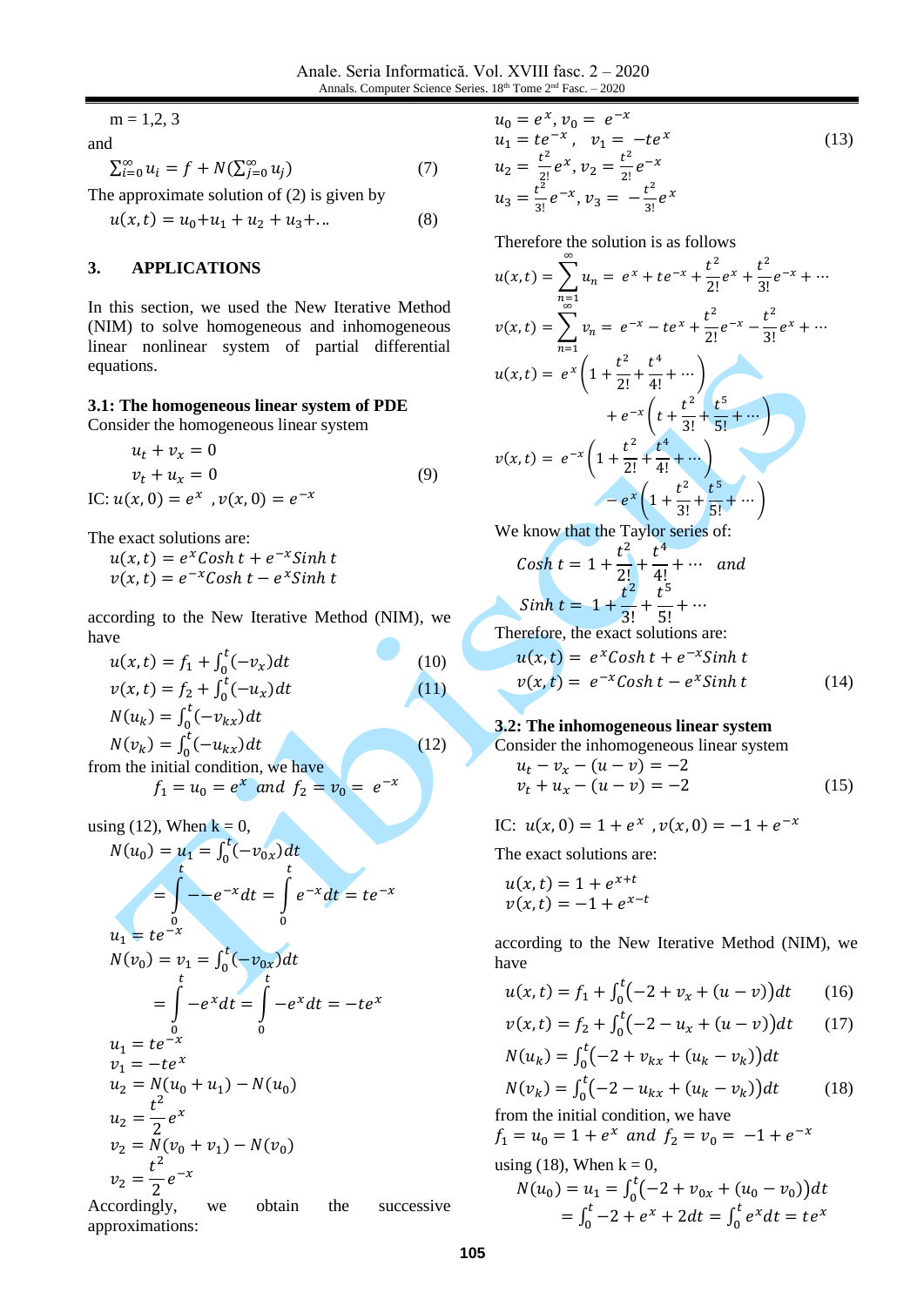m = 1,2, 3

and

$$\sum_{i=0}^{\infty} u_i = f + N(\sum_{j=0}^{\infty} u_j) \quad (7)$$

The approximate solution of (2) is given by

$$u(x,t) = u_0 + u_1 + u_2 + u_3 + \ldots \quad (8)$$

## 3. APPLICATIONS

In this section, we used the New Iterative Method (NIM) to solve homogeneous and inhomogeneous linear nonlinear system of partial differential equations.

### 3.1: The homogeneous linear system of PDE

Consider the homogeneous linear system

$$u_t + v_x = 0$$
$$v_t + u_x = 0 \quad (9)$$

IC: $u(x,0) = e^x$ , $v(x,0) = e^{-x}$

The exact solutions are:

$$u(x,t) = e^x Cosh\, t + e^{-x} Sinh\, t$$
$$v(x,t) = e^{-x} Cosh\, t - e^x Sinh\, t$$

according to the New Iterative Method (NIM), we have

$$u(x,t) = f_1 + \int_0^t (-v_x) dt \quad (10)$$
$$v(x,t) = f_2 + \int_0^t (-u_x) dt \quad (11)$$
$$N(u_k) = \int_0^t (-v_{kx}) dt$$
$$N(v_k) = \int_0^t (-u_{kx}) dt \quad (12)$$

from the initial condition, we have

$$f_1 = u_0 = e^x \ and \ f_2 = v_0 = e^{-x}$$

using (12), When k = 0,

$$N(u_0) = u_1 = \int_0^t (-v_{0x}) dt$$
$$= \int_0^t --e^{-x} dt = \int_0^t e^{-x} dt = te^{-x}$$
$$u_1 = te^{-x}$$
$$N(v_0) = v_1 = \int_0^t (-v_{0x}) dt$$
$$= \int_0^t -e^x dt = \int_0^t -e^x dt = -te^x$$
$$u_1 = te^{-x}$$
$$v_1 = -te^x$$
$$u_2 = N(u_0 + u_1) - N(u_0)$$
$$u_2 = \frac{t^2}{2} e^x$$
$$v_2 = N(v_0 + v_1) - N(v_0)$$
$$v_2 = \frac{t^2}{2} e^{-x}$$

Accordingly, we obtain the successive approximations:

$$u_0 = e^x,\ v_0 = e^{-x}$$
$$u_1 = te^{-x},\quad v_1 = -te^x \quad (13)$$
$$u_2 = \frac{t^2}{2!} e^x,\ v_2 = \frac{t^2}{2!} e^{-x}$$
$$u_3 = \frac{t^2}{3!} e^{-x},\ v_3 = -\frac{t^2}{3!} e^x$$

Therefore the solution is as follows

$$u(x,t) = \sum_{n=1}^{\infty} u_n = e^x + te^{-x} + \frac{t^2}{2!} e^x + \frac{t^2}{3!} e^{-x} + \cdots$$
$$v(x,t) = \sum_{n=1}^{\infty} v_n = e^{-x} - te^x + \frac{t^2}{2!} e^{-x} - \frac{t^2}{3!} e^x + \cdots$$
$$u(x,t) = e^x \left(1 + \frac{t^2}{2!} + \frac{t^4}{4!} + \cdots\right) + e^{-x}\left(t + \frac{t^2}{3!} + \frac{t^5}{5!} + \cdots\right)$$
$$v(x,t) = e^{-x}\left(1 + \frac{t^2}{2!} + \frac{t^4}{4!} + \cdots\right) - e^x\left(1 + \frac{t^2}{3!} + \frac{t^5}{5!} + \cdots\right)$$

We know that the Taylor series of:

$$Cosh\ t = 1 + \frac{t^2}{2!} + \frac{t^4}{4!} + \cdots \quad and$$
$$Sinh\ t = 1 + \frac{t^2}{3!} + \frac{t^5}{5!} + \cdots$$

Therefore, the exact solutions are:

$$u(x,t) = e^x Cosh\, t + e^{-x} Sinh\, t$$
$$v(x,t) = e^{-x} Cosh\, t - e^x Sinh\, t \quad (14)$$

### 3.2: The inhomogeneous linear system

Consider the inhomogeneous linear system

$$u_t - v_x - (u - v) = -2$$
$$v_t + u_x - (u - v) = -2 \quad (15)$$

IC: $u(x,0) = 1 + e^x$ , $v(x,0) = -1 + e^{-x}$

The exact solutions are:

$$u(x,t) = 1 + e^{x+t}$$
$$v(x,t) = -1 + e^{x-t}$$

according to the New Iterative Method (NIM), we have

$$u(x,t) = f_1 + \int_0^t \left(-2 + v_x + (u - v)\right) dt \quad (16)$$
$$v(x,t) = f_2 + \int_0^t \left(-2 - u_x + (u - v)\right) dt \quad (17)$$
$$N(u_k) = \int_0^t \left(-2 + v_{kx} + (u_k - v_k)\right) dt$$
$$N(v_k) = \int_0^t \left(-2 - u_{kx} + (u_k - v_k)\right) dt \quad (18)$$

from the initial condition, we have

$$f_1 = u_0 = 1 + e^x \ and \ f_2 = v_0 = -1 + e^{-x}$$

using (18), When k = 0,

$$N(u_0) = u_1 = \int_0^t \left(-2 + v_{0x} + (u_0 - v_0)\right) dt$$
$$= \int_0^t -2 + e^x + 2dt = \int_0^t e^x dt = te^x$$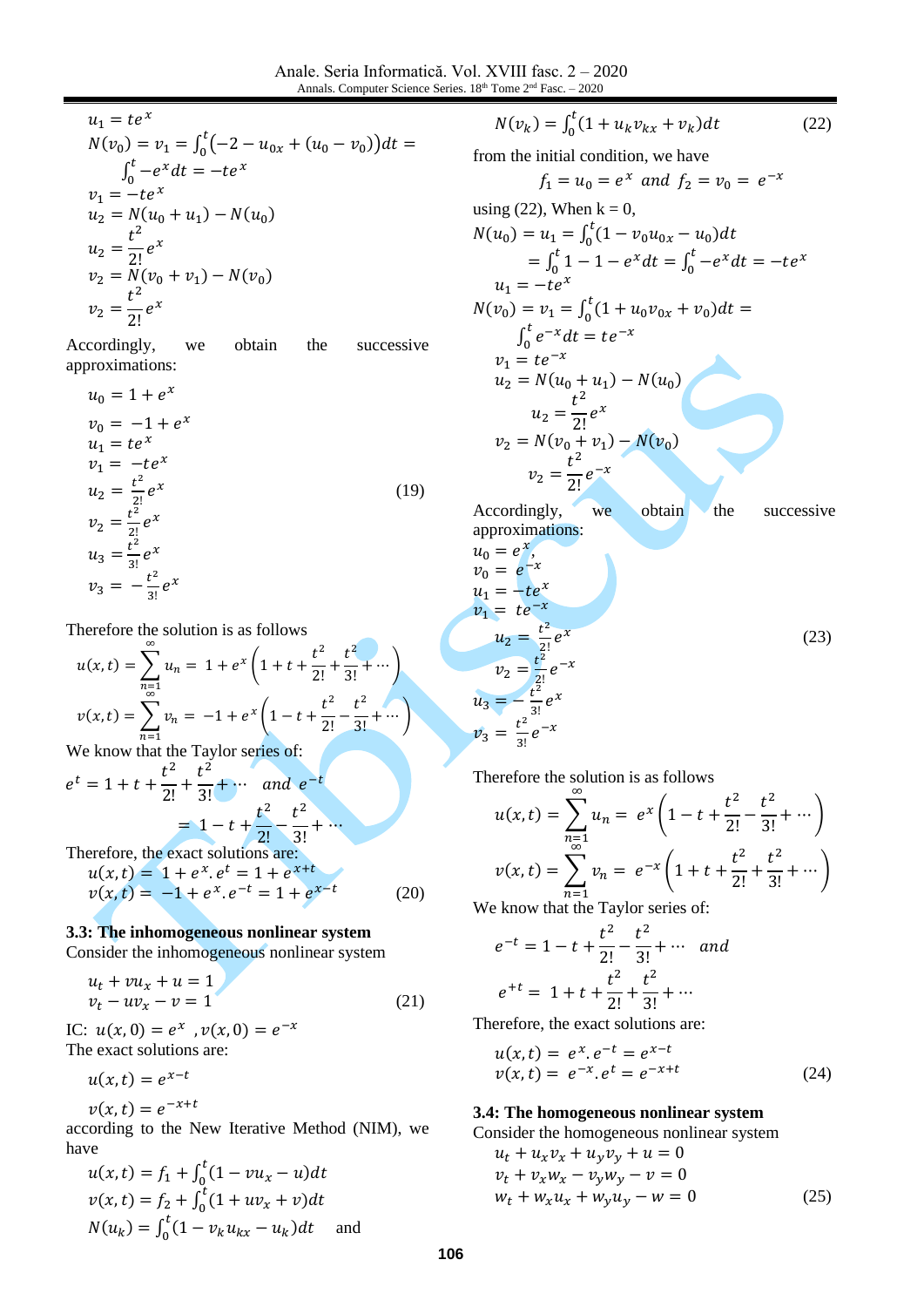$u_1 = te^x$

$N(v_0) = v_1 = \int_0^t (-2 - u_{0x} + (u_0 - v_0))dt =$

$\int_0^t -e^x dt = -te^x$

$v_1 = -te^x$

$u_2 = N(u_0 + u_1) - N(u_0)$

$u_2 = \frac{t^2}{2!}e^x$

$v_2 = N(v_0 + v_1) - N(v_0)$

$v_2 = \frac{t^2}{2!}e^x$

Accordingly, we obtain the successive approximations:

$$
\begin{aligned}
u_0 &= 1 + e^x \\
v_0 &= -1 + e^x \\
u_1 &= te^x \\
v_1 &= -te^x \\
u_2 &= \tfrac{t^2}{2!}e^x \\
v_2 &= \tfrac{t^2}{2!}e^x \\
u_3 &= \tfrac{t^2}{3!}e^x \\
v_3 &= -\tfrac{t^2}{3!}e^x
\end{aligned}
\tag{19}
$$

Therefore the solution is as follows

$$u(x,t) = \sum_{n=1}^{\infty} u_n = 1 + e^x\left(1 + t + \frac{t^2}{2!} + \frac{t^2}{3!} + \cdots\right)$$

$$v(x,t) = \sum_{n=1}^{\infty} v_n = -1 + e^x\left(1 - t + \frac{t^2}{2!} - \frac{t^2}{3!} + \cdots\right)$$

We know that the Taylor series of:

$$e^t = 1 + t + \frac{t^2}{2!} + \frac{t^2}{3!} + \cdots \quad and \quad e^{-t} = 1 - t + \frac{t^2}{2!} - \frac{t^2}{3!} + \cdots$$

Therefore, the exact solutions are:

$$
\begin{aligned}
u(x,t) &= 1 + e^x.e^t = 1 + e^{x+t} \\
v(x,t) &= -1 + e^x.e^{-t} = 1 + e^{x-t}
\end{aligned}
\tag{20}
$$

### 3.3: The inhomogeneous nonlinear system

Consider the inhomogeneous nonlinear system

$$
\begin{aligned}
u_t + vu_x + u &= 1 \\
v_t - uv_x - v &= 1
\end{aligned}
\tag{21}
$$

IC: $u(x,0) = e^x$ , $v(x,0) = e^{-x}$

The exact solutions are:

$u(x,t) = e^{x-t}$

$v(x,t) = e^{-x+t}$

according to the New Iterative Method (NIM), we have

$u(x,t) = f_1 + \int_0^t (1 - vu_x - u)dt$

$v(x,t) = f_2 + \int_0^t (1 + uv_x + v)dt$

$N(u_k) = \int_0^t (1 - v_k u_{kx} - u_k)dt$ and

$$N(v_k) = \int_0^t (1 + u_k v_{kx} + v_k)dt \tag{22}$$

from the initial condition, we have

$f_1 = u_0 = e^x$ and $f_2 = v_0 = e^{-x}$

using (22), When k = 0,

$N(u_0) = u_1 = \int_0^t (1 - v_0 u_{0x} - u_0)dt$

$= \int_0^t 1 - 1 - e^x dt = \int_0^t -e^x dt = -te^x$

$u_1 = -te^x$

$N(v_0) = v_1 = \int_0^t (1 + u_0 v_{0x} + v_0)dt =$

$\int_0^t e^{-x} dt = te^{-x}$

$v_1 = te^{-x}$

$u_2 = N(u_0 + u_1) - N(u_0)$

$u_2 = \frac{t^2}{2!}e^x$

$v_2 = N(v_0 + v_1) - N(v_0)$

$v_2 = \frac{t^2}{2!}e^{-x}$

Accordingly, we obtain the successive approximations:

$$
\begin{aligned}
u_0 &= e^x, \\
v_0 &= e^{-x} \\
u_1 &= -te^x \\
v_1 &= te^{-x} \\
u_2 &= \tfrac{t^2}{2!}e^x \\
v_2 &= \tfrac{t^2}{2!}e^{-x} \\
u_3 &= -\tfrac{t^2}{3!}e^x \\
v_3 &= \tfrac{t^2}{3!}e^{-x}
\end{aligned}
\tag{23}
$$

Therefore the solution is as follows

$$u(x,t) = \sum_{n=1}^{\infty} u_n = e^x\left(1 - t + \frac{t^2}{2!} - \frac{t^2}{3!} + \cdots\right)$$

$$v(x,t) = \sum_{n=1}^{\infty} v_n = e^{-x}\left(1 + t + \frac{t^2}{2!} + \frac{t^2}{3!} + \cdots\right)$$

We know that the Taylor series of:

$$e^{-t} = 1 - t + \frac{t^2}{2!} - \frac{t^2}{3!} + \cdots \quad and$$

$$e^{+t} = 1 + t + \frac{t^2}{2!} + \frac{t^2}{3!} + \cdots$$

Therefore, the exact solutions are:

$$
\begin{aligned}
u(x,t) &= e^x.e^{-t} = e^{x-t} \\
v(x,t) &= e^{-x}.e^t = e^{-x+t}
\end{aligned}
\tag{24}
$$

### 3.4: The homogeneous nonlinear system

Consider the homogeneous nonlinear system

$$
\begin{aligned}
u_t + u_x v_x + u_y v_y + u &= 0 \\
v_t + v_x w_x - v_y w_y - v &= 0 \\
w_t + w_x u_x + w_y u_y - w &= 0
\end{aligned}
\tag{25}
$$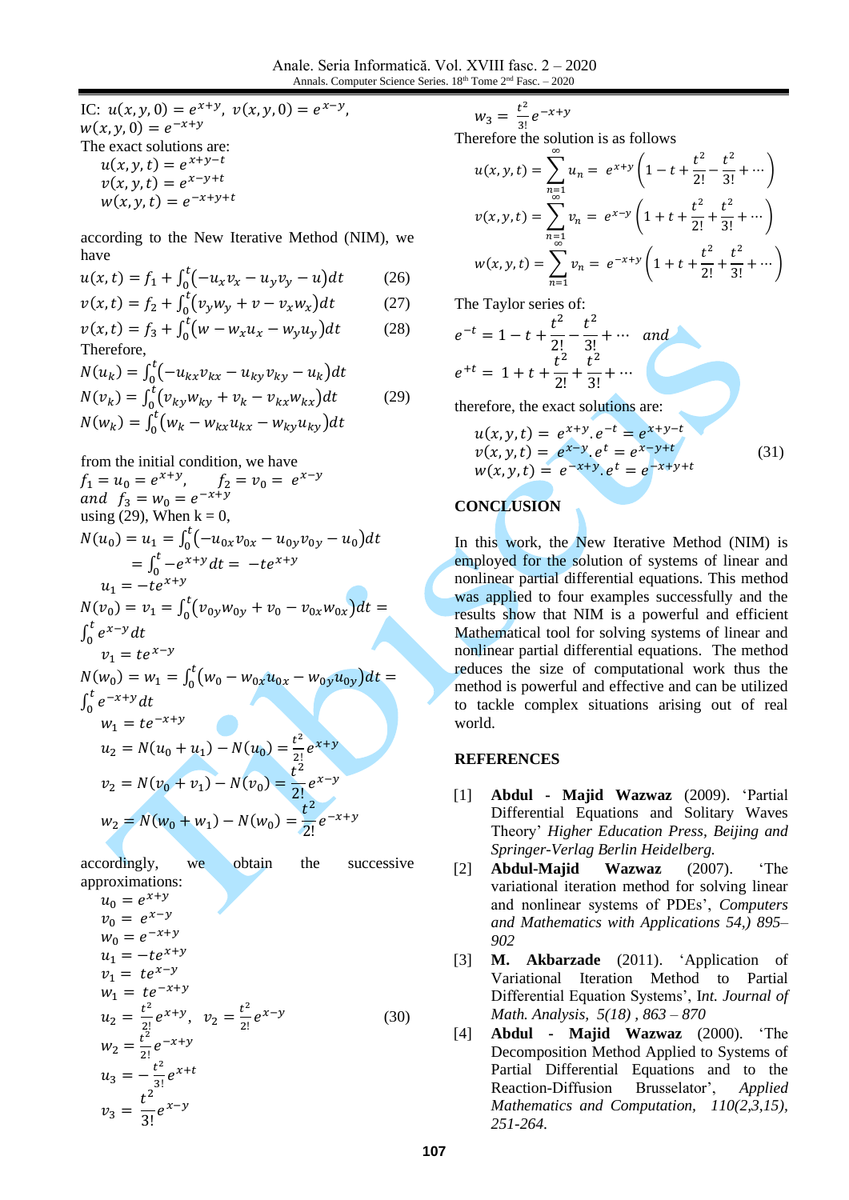IC: $u(x,y,0) = e^{x+y}$, $v(x,y,0) = e^{x-y}$, $w(x,y,0) = e^{-x+y}$

The exact solutions are:

$$u(x,y,t) = e^{x+y-t}$$
$$v(x,y,t) = e^{x-y+t}$$
$$w(x,y,t) = e^{-x+y+t}$$

according to the New Iterative Method (NIM), we have

$$u(x,t) = f_1 + \int_0^t (-u_x v_x - u_y v_y - u)dt \qquad (26)$$
$$v(x,t) = f_2 + \int_0^t (v_y w_y + v - v_x w_x)dt \qquad (27)$$
$$v(x,t) = f_3 + \int_0^t (w - w_x u_x - w_y u_y)dt \qquad (28)$$

Therefore,

$$N(u_k) = \int_0^t (-u_{kx} v_{kx} - u_{ky} v_{ky} - u_k)dt$$
$$N(v_k) = \int_0^t (v_{ky} w_{ky} + v_k - v_{kx} w_{kx})dt \qquad (29)$$
$$N(w_k) = \int_0^t (w_k - w_{kx} u_{kx} - w_{ky} u_{ky})dt$$

from the initial condition, we have

$f_1 = u_0 = e^{x+y}$, $\quad f_2 = v_0 = e^{x-y}$

*and* $f_3 = w_0 = e^{-x+y}$

using (29), When k = 0,

$$N(u_0) = u_1 = \int_0^t (-u_{0x} v_{0x} - u_{0y} v_{0y} - u_0)dt = \int_0^t -e^{x+y} dt = -te^{x+y}$$

$$u_1 = -te^{x+y}$$

$$N(v_0) = v_1 = \int_0^t (v_{0y} w_{0y} + v_0 - v_{0x} w_{0x})dt = \int_0^t e^{x-y} dt$$

$$v_1 = te^{x-y}$$

$$N(w_0) = w_1 = \int_0^t (w_0 - w_{0x} u_{0x} - w_{0y} u_{0y})dt = \int_0^t e^{-x+y} dt$$

$$w_1 = te^{-x+y}$$

$$u_2 = N(u_0 + u_1) - N(u_0) = \frac{t^2}{2!} e^{x+y}$$

$$v_2 = N(v_0 + v_1) - N(v_0) = \frac{t^2}{2!} e^{x-y}$$

$$w_2 = N(w_0 + w_1) - N(w_0) = \frac{t^2}{2!} e^{-x+y}$$

accordingly, we obtain the successive approximations:

$$
\begin{aligned}
u_0 &= e^{x+y} \\
v_0 &= e^{x-y} \\
w_0 &= e^{-x+y} \\
u_1 &= -te^{x+y} \\
v_1 &= te^{x-y} \\
w_1 &= te^{-x+y} \\
u_2 &= \frac{t^2}{2!} e^{x+y}, \quad v_2 = \frac{t^2}{2!} e^{x-y} \\
w_2 &= \frac{t^2}{2!} e^{-x+y} \\
u_3 &= -\frac{t^2}{3!} e^{x+t} \\
v_3 &= \frac{t^2}{3!} e^{x-y} \\
w_3 &= \frac{t^2}{3!} e^{-x+y}
\end{aligned}
\qquad (30)
$$

Therefore the solution is as follows

$$u(x,y,t) = \sum_{n=1}^{\infty} u_n = e^{x+y}\left(1 - t + \frac{t^2}{2!} - \frac{t^2}{3!} + \cdots\right)$$

$$v(x,y,t) = \sum_{n=1}^{\infty} v_n = e^{x-y}\left(1 + t + \frac{t^2}{2!} + \frac{t^2}{3!} + \cdots\right)$$

$$w(x,y,t) = \sum_{n=1}^{\infty} v_n = e^{-x+y}\left(1 + t + \frac{t^2}{2!} + \frac{t^2}{3!} + \cdots\right)$$

The Taylor series of:

$$e^{-t} = 1 - t + \frac{t^2}{2!} - \frac{t^2}{3!} + \cdots \quad and$$

$$e^{+t} = 1 + t + \frac{t^2}{2!} + \frac{t^2}{3!} + \cdots$$

therefore, the exact solutions are:

$$
\begin{aligned}
u(x,y,t) &= e^{x+y}.e^{-t} = e^{x+y-t} \\
v(x,y,t) &= e^{x-y}.e^{t} = e^{x-y+t} \\
w(x,y,t) &= e^{-x+y}.e^{t} = e^{-x+y+t}
\end{aligned}
\qquad (31)
$$

## CONCLUSION

In this work, the New Iterative Method (NIM) is employed for the solution of systems of linear and nonlinear partial differential equations. This method was applied to four examples successfully and the results show that NIM is a powerful and efficient Mathematical tool for solving systems of linear and nonlinear partial differential equations. The method reduces the size of computational work thus the method is powerful and effective and can be utilized to tackle complex situations arising out of real world.

## REFERENCES

[1] **Abdul - Majid Wazwaz** (2009). 'Partial Differential Equations and Solitary Waves Theory' *Higher Education Press, Beijing and Springer-Verlag Berlin Heidelberg.*

[2] **Abdul-Majid Wazwaz** (2007). 'The variational iteration method for solving linear and nonlinear systems of PDEs', *Computers and Mathematics with Applications 54,) 895–902*

[3] **M. Akbarzade** (2011). 'Application of Variational Iteration Method to Partial Differential Equation Systems', I*nt. Journal of Math. Analysis, 5(18) , 863 – 870*

[4] **Abdul - Majid Wazwaz** (2000). 'The Decomposition Method Applied to Systems of Partial Differential Equations and to the Reaction-Diffusion Brusselator', *Applied Mathematics and Computation, 110(2,3,15), 251-264.*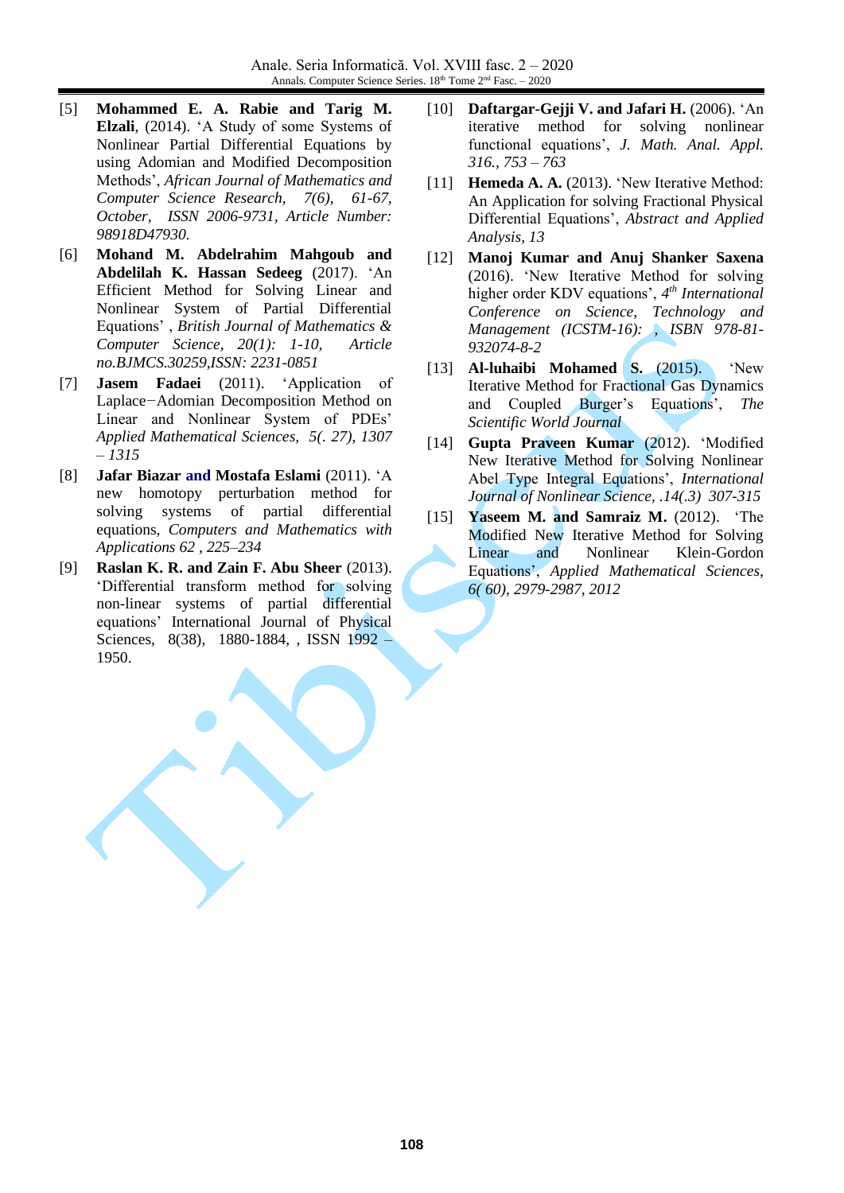[5] **Mohammed E. A. Rabie and Tarig M. Elzali**, (2014). 'A Study of some Systems of Nonlinear Partial Differential Equations by using Adomian and Modified Decomposition Methods', *African Journal of Mathematics and Computer Science Research, 7(6), 61-67, October, ISSN 2006-9731, Article Number: 98918D47930.*

[6] **Mohand M. Abdelrahim Mahgoub and Abdelilah K. Hassan Sedeeg** (2017). 'An Efficient Method for Solving Linear and Nonlinear System of Partial Differential Equations' , *British Journal of Mathematics & Computer Science, 20(1): 1-10, Article no.BJMCS.30259,ISSN: 2231-0851*

[7] **Jasem Fadaei** (2011). 'Application of Laplace−Adomian Decomposition Method on Linear and Nonlinear System of PDEs' *Applied Mathematical Sciences, 5(. 27), 1307 – 1315*

[8] **Jafar Biazar and Mostafa Eslami** (2011). 'A new homotopy perturbation method for solving systems of partial differential equations, *Computers and Mathematics with Applications 62 , 225–234*

[9] **Raslan K. R. and Zain F. Abu Sheer** (2013). 'Differential transform method for solving non-linear systems of partial differential equations' International Journal of Physical Sciences, 8(38), 1880-1884, , ISSN 1992 – 1950.

[10] **Daftargar-Gejji V. and Jafari H.** (2006). 'An iterative method for solving nonlinear functional equations', *J. Math. Anal. Appl. 316., 753 – 763*

[11] **Hemeda A. A.** (2013). 'New Iterative Method: An Application for solving Fractional Physical Differential Equations', *Abstract and Applied Analysis, 13*

[12] **Manoj Kumar and Anuj Shanker Saxena** (2016). 'New Iterative Method for solving higher order KDV equations', *4th International Conference on Science, Technology and Management (ICSTM-16): , ISBN 978-81-932074-8-2*

[13] **Al-luhaibi Mohamed S.** (2015). 'New Iterative Method for Fractional Gas Dynamics and Coupled Burger's Equations', *The Scientific World Journal*

[14] **Gupta Praveen Kumar** (2012). 'Modified New Iterative Method for Solving Nonlinear Abel Type Integral Equations', *International Journal of Nonlinear Science, .14(.3) 307-315*

[15] **Yaseem M. and Samraiz M.** (2012). 'The Modified New Iterative Method for Solving Linear and Nonlinear Klein-Gordon Equations', *Applied Mathematical Sciences, 6( 60), 2979-2987, 2012*